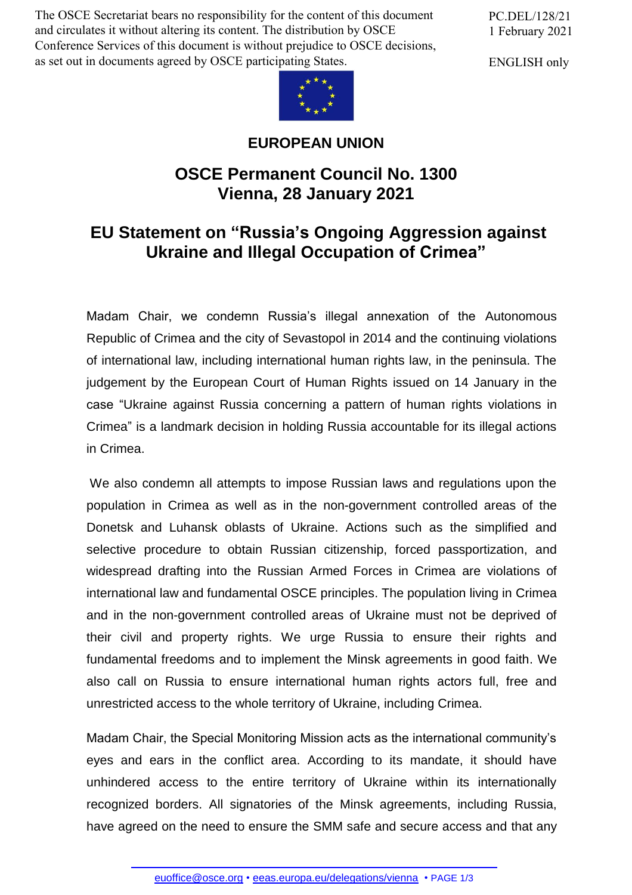The OSCE Secretariat bears no responsibility for the content of this document and circulates it without altering its content. The distribution by OSCE Conference Services of this document is without prejudice to OSCE decisions, as set out in documents agreed by OSCE participating States.

PC.DEL/128/21
1 February 2021

ENGLISH only

**EUROPEAN UNION**

## OSCE Permanent Council No. 1300
## Vienna, 28 January 2021

# EU Statement on "Russia's Ongoing Aggression against Ukraine and Illegal Occupation of Crimea"

Madam Chair, we condemn Russia's illegal annexation of the Autonomous Republic of Crimea and the city of Sevastopol in 2014 and the continuing violations of international law, including international human rights law, in the peninsula. The judgement by the European Court of Human Rights issued on 14 January in the case "Ukraine against Russia concerning a pattern of human rights violations in Crimea" is a landmark decision in holding Russia accountable for its illegal actions in Crimea.

We also condemn all attempts to impose Russian laws and regulations upon the population in Crimea as well as in the non-government controlled areas of the Donetsk and Luhansk oblasts of Ukraine. Actions such as the simplified and selective procedure to obtain Russian citizenship, forced passportization, and widespread drafting into the Russian Armed Forces in Crimea are violations of international law and fundamental OSCE principles. The population living in Crimea and in the non-government controlled areas of Ukraine must not be deprived of their civil and property rights. We urge Russia to ensure their rights and fundamental freedoms and to implement the Minsk agreements in good faith. We also call on Russia to ensure international human rights actors full, free and unrestricted access to the whole territory of Ukraine, including Crimea.

Madam Chair, the Special Monitoring Mission acts as the international community's eyes and ears in the conflict area. According to its mandate, it should have unhindered access to the entire territory of Ukraine within its internationally recognized borders. All signatories of the Minsk agreements, including Russia, have agreed on the need to ensure the SMM safe and secure access and that any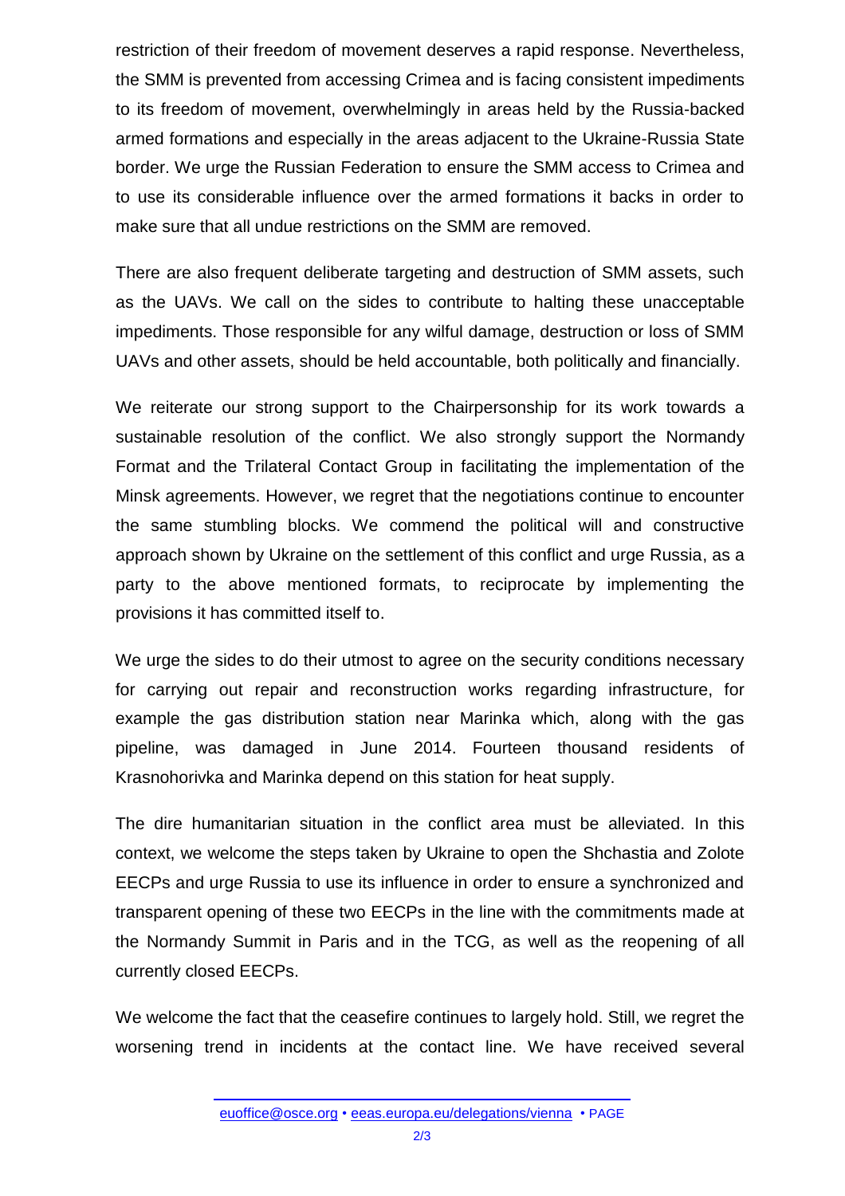restriction of their freedom of movement deserves a rapid response. Nevertheless, the SMM is prevented from accessing Crimea and is facing consistent impediments to its freedom of movement, overwhelmingly in areas held by the Russia-backed armed formations and especially in the areas adjacent to the Ukraine-Russia State border. We urge the Russian Federation to ensure the SMM access to Crimea and to use its considerable influence over the armed formations it backs in order to make sure that all undue restrictions on the SMM are removed.

There are also frequent deliberate targeting and destruction of SMM assets, such as the UAVs. We call on the sides to contribute to halting these unacceptable impediments. Those responsible for any wilful damage, destruction or loss of SMM UAVs and other assets, should be held accountable, both politically and financially.

We reiterate our strong support to the Chairpersonship for its work towards a sustainable resolution of the conflict. We also strongly support the Normandy Format and the Trilateral Contact Group in facilitating the implementation of the Minsk agreements. However, we regret that the negotiations continue to encounter the same stumbling blocks. We commend the political will and constructive approach shown by Ukraine on the settlement of this conflict and urge Russia, as a party to the above mentioned formats, to reciprocate by implementing the provisions it has committed itself to.

We urge the sides to do their utmost to agree on the security conditions necessary for carrying out repair and reconstruction works regarding infrastructure, for example the gas distribution station near Marinka which, along with the gas pipeline, was damaged in June 2014. Fourteen thousand residents of Krasnohorivka and Marinka depend on this station for heat supply.

The dire humanitarian situation in the conflict area must be alleviated. In this context, we welcome the steps taken by Ukraine to open the Shchastia and Zolote EECPs and urge Russia to use its influence in order to ensure a synchronized and transparent opening of these two EECPs in the line with the commitments made at the Normandy Summit in Paris and in the TCG, as well as the reopening of all currently closed EECPs.

We welcome the fact that the ceasefire continues to largely hold. Still, we regret the worsening trend in incidents at the contact line. We have received several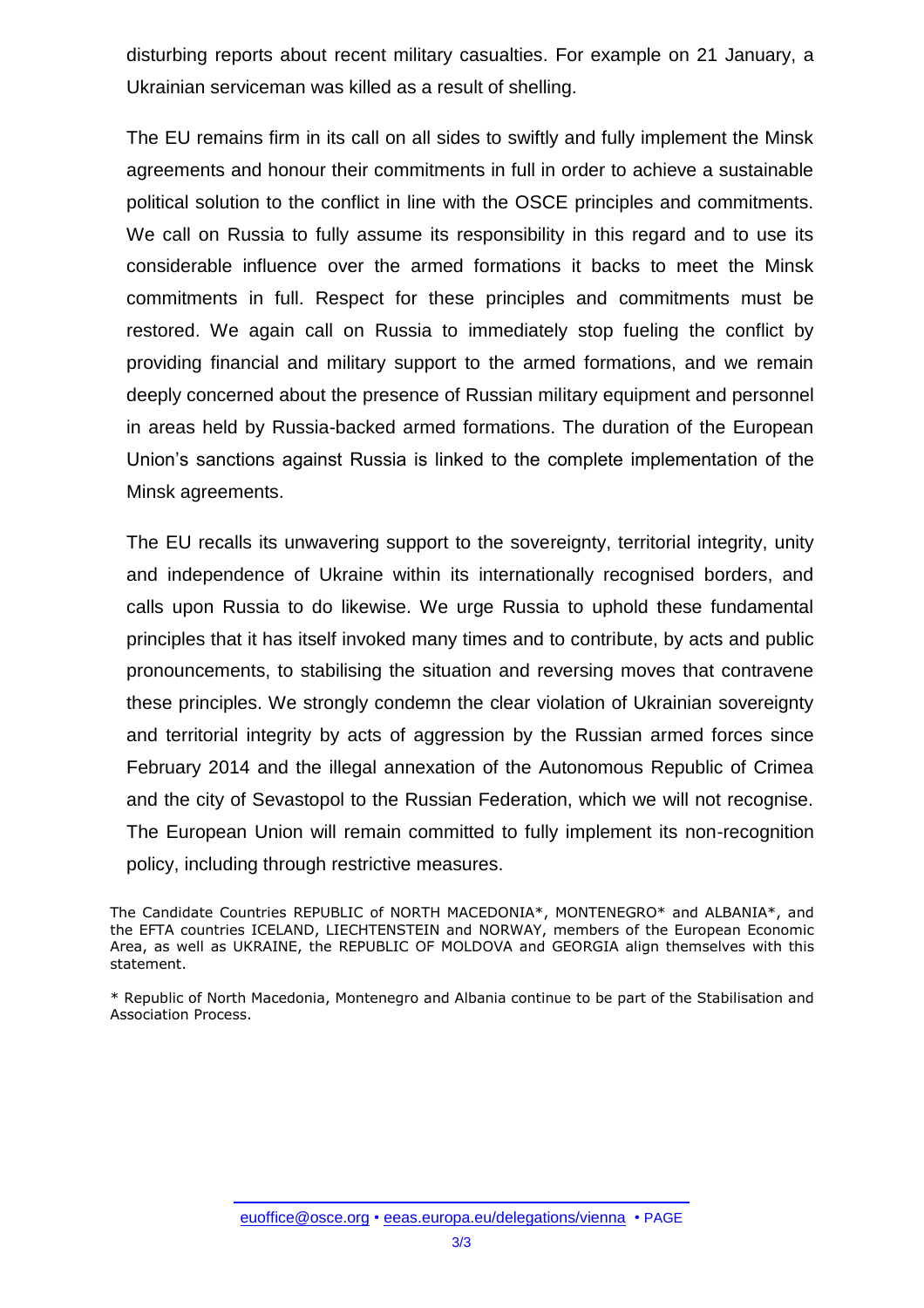disturbing reports about recent military casualties. For example on 21 January, a Ukrainian serviceman was killed as a result of shelling.

The EU remains firm in its call on all sides to swiftly and fully implement the Minsk agreements and honour their commitments in full in order to achieve a sustainable political solution to the conflict in line with the OSCE principles and commitments. We call on Russia to fully assume its responsibility in this regard and to use its considerable influence over the armed formations it backs to meet the Minsk commitments in full. Respect for these principles and commitments must be restored. We again call on Russia to immediately stop fueling the conflict by providing financial and military support to the armed formations, and we remain deeply concerned about the presence of Russian military equipment and personnel in areas held by Russia-backed armed formations. The duration of the European Union's sanctions against Russia is linked to the complete implementation of the Minsk agreements.

The EU recalls its unwavering support to the sovereignty, territorial integrity, unity and independence of Ukraine within its internationally recognised borders, and calls upon Russia to do likewise. We urge Russia to uphold these fundamental principles that it has itself invoked many times and to contribute, by acts and public pronouncements, to stabilising the situation and reversing moves that contravene these principles. We strongly condemn the clear violation of Ukrainian sovereignty and territorial integrity by acts of aggression by the Russian armed forces since February 2014 and the illegal annexation of the Autonomous Republic of Crimea and the city of Sevastopol to the Russian Federation, which we will not recognise. The European Union will remain committed to fully implement its non-recognition policy, including through restrictive measures.

The Candidate Countries REPUBLIC of NORTH MACEDONIA*, MONTENEGRO* and ALBANIA*, and the EFTA countries ICELAND, LIECHTENSTEIN and NORWAY, members of the European Economic Area, as well as UKRAINE, the REPUBLIC OF MOLDOVA and GEORGIA align themselves with this statement.

* Republic of North Macedonia, Montenegro and Albania continue to be part of the Stabilisation and Association Process.

euoffice@osce.org • eeas.europa.eu/delegations/vienna